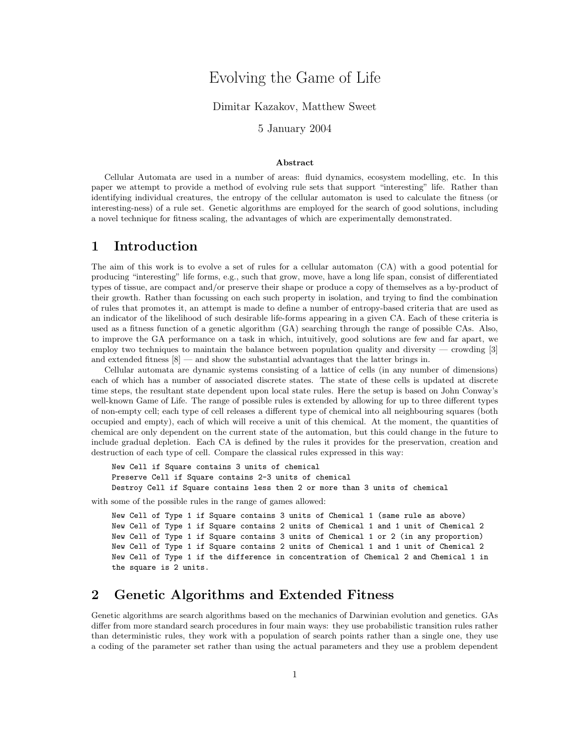# Evolving the Game of Life

Dimitar Kazakov, Matthew Sweet

5 January 2004

**Abstract**

Cellular Automata are used in a number of areas: fluid dynamics, ecosystem modelling, etc. In this paper we attempt to provide a method of evolving rule sets that support "interesting" life. Rather than identifying individual creatures, the entropy of the cellular automaton is used to calculate the fitness (or interesting-ness) of a rule set. Genetic algorithms are employed for the search of good solutions, including a novel technique for fitness scaling, the advantages of which are experimentally demonstrated.

## 1 Introduction

The aim of this work is to evolve a set of rules for a cellular automaton (CA) with a good potential for producing "interesting" life forms, e.g., such that grow, move, have a long life span, consist of differentiated types of tissue, are compact and/or preserve their shape or produce a copy of themselves as a by-product of their growth. Rather than focussing on each such property in isolation, and trying to find the combination of rules that promotes it, an attempt is made to define a number of entropy-based criteria that are used as an indicator of the likelihood of such desirable life-forms appearing in a given CA. Each of these criteria is used as a fitness function of a genetic algorithm (GA) searching through the range of possible CAs. Also, to improve the GA performance on a task in which, intuitively, good solutions are few and far apart, we employ two techniques to maintain the balance between population quality and diversity — crowding [3] and extended fitness [8] — and show the substantial advantages that the latter brings in.

Cellular automata are dynamic systems consisting of a lattice of cells (in any number of dimensions) each of which has a number of associated discrete states. The state of these cells is updated at discrete time steps, the resultant state dependent upon local state rules. Here the setup is based on John Conway's well-known Game of Life. The range of possible rules is extended by allowing for up to three different types of non-empty cell; each type of cell releases a different type of chemical into all neighbouring squares (both occupied and empty), each of which will receive a unit of this chemical. At the moment, the quantities of chemical are only dependent on the current state of the automation, but this could change in the future to include gradual depletion. Each CA is defined by the rules it provides for the preservation, creation and destruction of each type of cell. Compare the classical rules expressed in this way:

```
New Cell if Square contains 3 units of chemical
Preserve Cell if Square contains 2-3 units of chemical
Destroy Cell if Square contains less then 2 or more than 3 units of chemical
```

with some of the possible rules in the range of games allowed:

```
New Cell of Type 1 if Square contains 3 units of Chemical 1 (same rule as above)
New Cell of Type 1 if Square contains 2 units of Chemical 1 and 1 unit of Chemical 2
New Cell of Type 1 if Square contains 3 units of Chemical 1 or 2 (in any proportion)
New Cell of Type 1 if Square contains 2 units of Chemical 1 and 1 unit of Chemical 2
New Cell of Type 1 if the difference in concentration of Chemical 2 and Chemical 1 in
the square is 2 units.
```

## 2 Genetic Algorithms and Extended Fitness

Genetic algorithms are search algorithms based on the mechanics of Darwinian evolution and genetics. GAs differ from more standard search procedures in four main ways: they use probabilistic transition rules rather than deterministic rules, they work with a population of search points rather than a single one, they use a coding of the parameter set rather than using the actual parameters and they use a problem dependent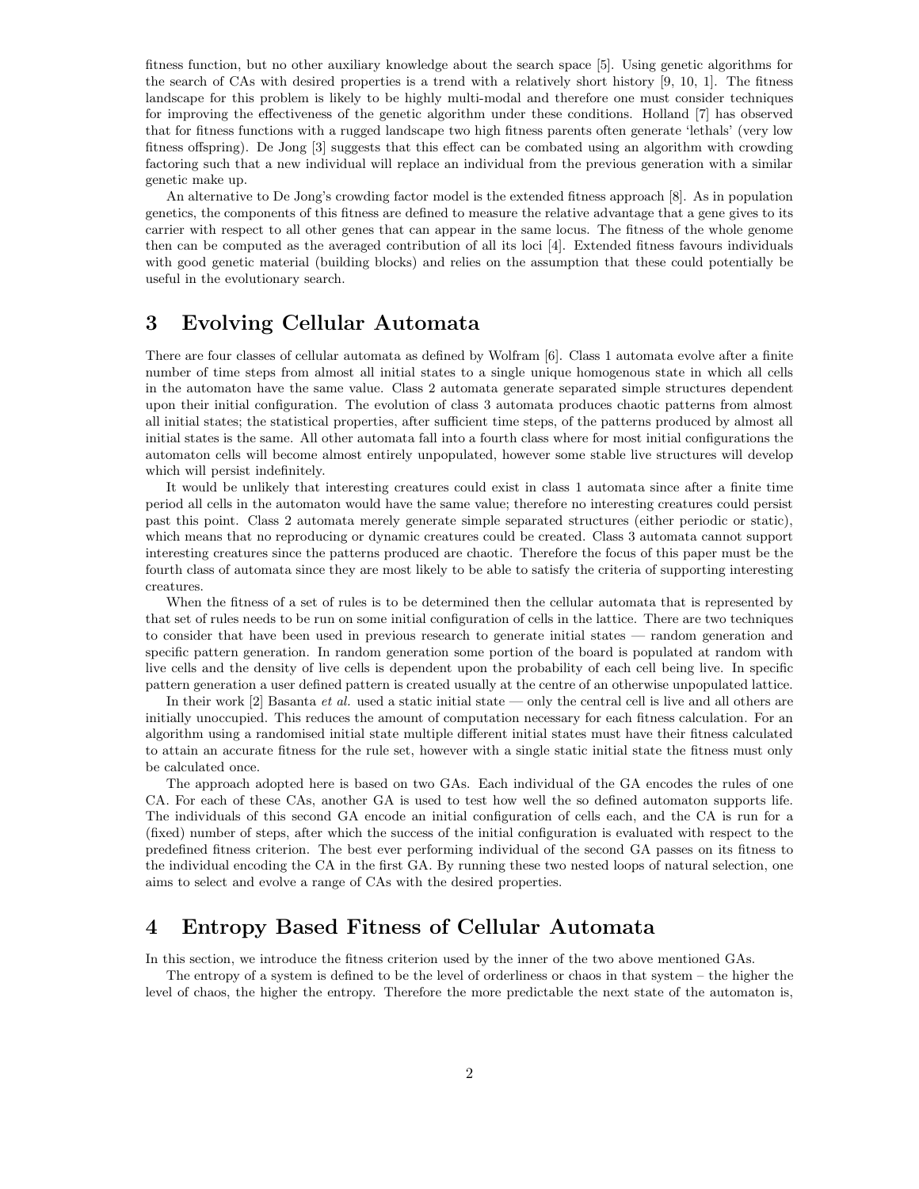fitness function, but no other auxiliary knowledge about the search space [5]. Using genetic algorithms for the search of CAs with desired properties is a trend with a relatively short history [9, 10, 1]. The fitness landscape for this problem is likely to be highly multi-modal and therefore one must consider techniques for improving the effectiveness of the genetic algorithm under these conditions. Holland [7] has observed that for fitness functions with a rugged landscape two high fitness parents often generate 'lethals' (very low fitness offspring). De Jong [3] suggests that this effect can be combated using an algorithm with crowding factoring such that a new individual will replace an individual from the previous generation with a similar genetic make up.

An alternative to De Jong's crowding factor model is the extended fitness approach [8]. As in population genetics, the components of this fitness are defined to measure the relative advantage that a gene gives to its carrier with respect to all other genes that can appear in the same locus. The fitness of the whole genome then can be computed as the averaged contribution of all its loci [4]. Extended fitness favours individuals with good genetic material (building blocks) and relies on the assumption that these could potentially be useful in the evolutionary search.

# 3 Evolving Cellular Automata

There are four classes of cellular automata as defined by Wolfram [6]. Class 1 automata evolve after a finite number of time steps from almost all initial states to a single unique homogenous state in which all cells in the automaton have the same value. Class 2 automata generate separated simple structures dependent upon their initial configuration. The evolution of class 3 automata produces chaotic patterns from almost all initial states; the statistical properties, after sufficient time steps, of the patterns produced by almost all initial states is the same. All other automata fall into a fourth class where for most initial configurations the automaton cells will become almost entirely unpopulated, however some stable live structures will develop which will persist indefinitely.

It would be unlikely that interesting creatures could exist in class 1 automata since after a finite time period all cells in the automaton would have the same value; therefore no interesting creatures could persist past this point. Class 2 automata merely generate simple separated structures (either periodic or static), which means that no reproducing or dynamic creatures could be created. Class 3 automata cannot support interesting creatures since the patterns produced are chaotic. Therefore the focus of this paper must be the fourth class of automata since they are most likely to be able to satisfy the criteria of supporting interesting creatures.

When the fitness of a set of rules is to be determined then the cellular automata that is represented by that set of rules needs to be run on some initial configuration of cells in the lattice. There are two techniques to consider that have been used in previous research to generate initial states — random generation and specific pattern generation. In random generation some portion of the board is populated at random with live cells and the density of live cells is dependent upon the probability of each cell being live. In specific pattern generation a user defined pattern is created usually at the centre of an otherwise unpopulated lattice.

In their work [2] Basanta *et al.* used a static initial state — only the central cell is live and all others are initially unoccupied. This reduces the amount of computation necessary for each fitness calculation. For an algorithm using a randomised initial state multiple different initial states must have their fitness calculated to attain an accurate fitness for the rule set, however with a single static initial state the fitness must only be calculated once.

The approach adopted here is based on two GAs. Each individual of the GA encodes the rules of one CA. For each of these CAs, another GA is used to test how well the so defined automaton supports life. The individuals of this second GA encode an initial configuration of cells each, and the CA is run for a (fixed) number of steps, after which the success of the initial configuration is evaluated with respect to the predefined fitness criterion. The best ever performing individual of the second GA passes on its fitness to the individual encoding the CA in the first GA. By running these two nested loops of natural selection, one aims to select and evolve a range of CAs with the desired properties.

# 4 Entropy Based Fitness of Cellular Automata

In this section, we introduce the fitness criterion used by the inner of the two above mentioned GAs.

The entropy of a system is defined to be the level of orderliness or chaos in that system – the higher the level of chaos, the higher the entropy. Therefore the more predictable the next state of the automaton is,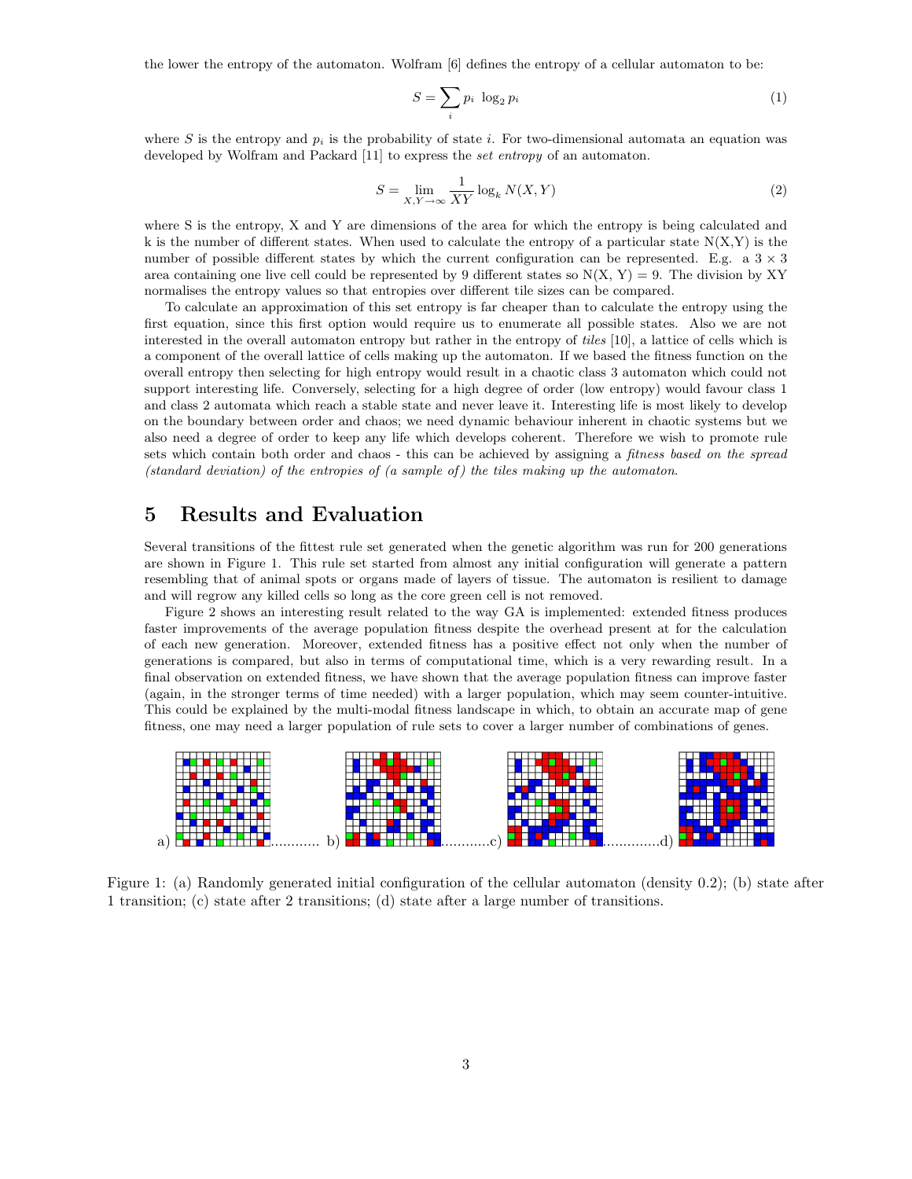the lower the entropy of the automaton. Wolfram [6] defines the entropy of a cellular automaton to be:

$$S = \sum_i p_i \ \log_2 p_i \tag{1}$$

where $S$ is the entropy and $p_i$ is the probability of state $i$. For two-dimensional automata an equation was developed by Wolfram and Packard [11] to express the *set entropy* of an automaton.

$$S = \lim_{X,Y \to \infty} \frac{1}{XY} \log_k N(X,Y) \tag{2}$$

where S is the entropy, X and Y are dimensions of the area for which the entropy is being calculated and k is the number of different states. When used to calculate the entropy of a particular state N(X,Y) is the number of possible different states by which the current configuration can be represented. E.g. a $3 \times 3$ area containing one live cell could be represented by 9 different states so N(X, Y) = 9. The division by XY normalises the entropy values so that entropies over different tile sizes can be compared.

To calculate an approximation of this set entropy is far cheaper than to calculate the entropy using the first equation, since this first option would require us to enumerate all possible states. Also we are not interested in the overall automaton entropy but rather in the entropy of *tiles* [10], a lattice of cells which is a component of the overall lattice of cells making up the automaton. If we based the fitness function on the overall entropy then selecting for high entropy would result in a chaotic class 3 automaton which could not support interesting life. Conversely, selecting for a high degree of order (low entropy) would favour class 1 and class 2 automata which reach a stable state and never leave it. Interesting life is most likely to develop on the boundary between order and chaos; we need dynamic behaviour inherent in chaotic systems but we also need a degree of order to keep any life which develops coherent. Therefore we wish to promote rule sets which contain both order and chaos - this can be achieved by assigning a *fitness based on the spread (standard deviation) of the entropies of (a sample of) the tiles making up the automaton*.

## 5 Results and Evaluation

Several transitions of the fittest rule set generated when the genetic algorithm was run for 200 generations are shown in Figure 1. This rule set started from almost any initial configuration will generate a pattern resembling that of animal spots or organs made of layers of tissue. The automaton is resilient to damage and will regrow any killed cells so long as the core green cell is not removed.

Figure 2 shows an interesting result related to the way GA is implemented: extended fitness produces faster improvements of the average population fitness despite the overhead present at for the calculation of each new generation. Moreover, extended fitness has a positive effect not only when the number of generations is compared, but also in terms of computational time, which is a very rewarding result. In a final observation on extended fitness, we have shown that the average population fitness can improve faster (again, in the stronger terms of time needed) with a larger population, which may seem counter-intuitive. This could be explained by the multi-modal fitness landscape in which, to obtain an accurate map of gene fitness, one may need a larger population of rule sets to cover a larger number of combinations of genes.

a) ........... b) ...........c) .............d)

Figure 1: (a) Randomly generated initial configuration of the cellular automaton (density 0.2); (b) state after 1 transition; (c) state after 2 transitions; (d) state after a large number of transitions.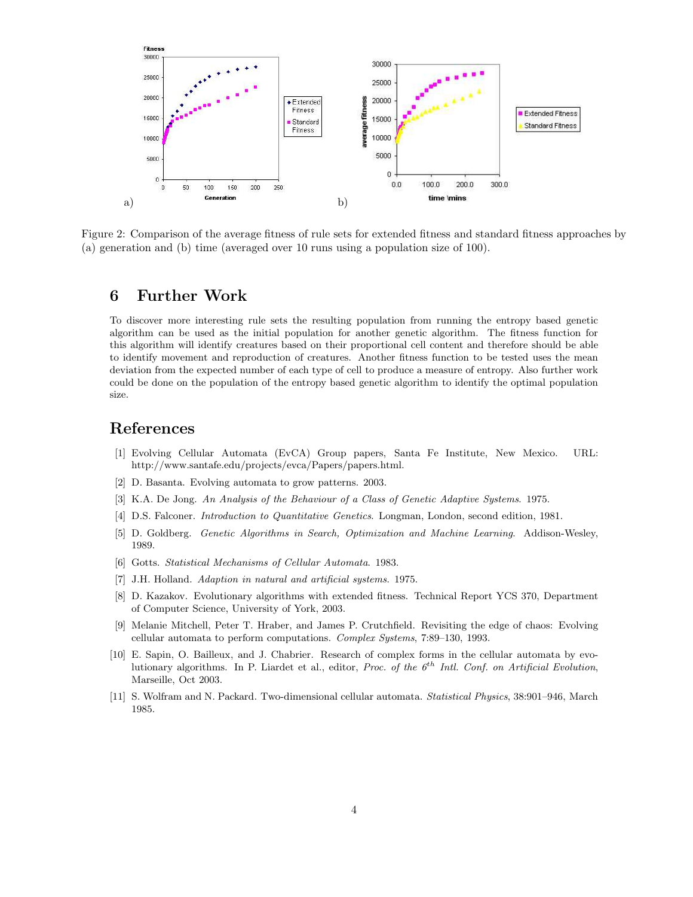Fitness
30000
25000
20000
15000
10000
5000
0
0 50 100 150 200 250
Generation
Extended Fitness
Standard Fitness
a)

30000
25000
20000
15000
10000
5000
0
average fitness
0.0 100.0 200.0 300.0
time \mins
Extended Fitness
Standard Fitness
b)

Figure 2: Comparison of the average fitness of rule sets for extended fitness and standard fitness approaches by (a) generation and (b) time (averaged over 10 runs using a population size of 100).

## 6 Further Work

To discover more interesting rule sets the resulting population from running the entropy based genetic algorithm can be used as the initial population for another genetic algorithm. The fitness function for this algorithm will identify creatures based on their proportional cell content and therefore should be able to identify movement and reproduction of creatures. Another fitness function to be tested uses the mean deviation from the expected number of each type of cell to produce a measure of entropy. Also further work could be done on the population of the entropy based genetic algorithm to identify the optimal population size.

## References

[1] Evolving Cellular Automata (EvCA) Group papers, Santa Fe Institute, New Mexico. URL: http://www.santafe.edu/projects/evca/Papers/papers.html.

[2] D. Basanta. Evolving automata to grow patterns. 2003.

[3] K.A. De Jong. *An Analysis of the Behaviour of a Class of Genetic Adaptive Systems*. 1975.

[4] D.S. Falconer. *Introduction to Quantitative Genetics*. Longman, London, second edition, 1981.

[5] D. Goldberg. *Genetic Algorithms in Search, Optimization and Machine Learning*. Addison-Wesley, 1989.

[6] Gotts. *Statistical Mechanisms of Cellular Automata*. 1983.

[7] J.H. Holland. *Adaption in natural and artificial systems*. 1975.

[8] D. Kazakov. Evolutionary algorithms with extended fitness. Technical Report YCS 370, Department of Computer Science, University of York, 2003.

[9] Melanie Mitchell, Peter T. Hraber, and James P. Crutchfield. Revisiting the edge of chaos: Evolving cellular automata to perform computations. *Complex Systems*, 7:89–130, 1993.

[10] E. Sapin, O. Bailleux, and J. Chabrier. Research of complex forms in the cellular automata by evolutionary algorithms. In P. Liardet et al., editor, *Proc. of the 6th Intl. Conf. on Artificial Evolution*, Marseille, Oct 2003.

[11] S. Wolfram and N. Packard. Two-dimensional cellular automata. *Statistical Physics*, 38:901–946, March 1985.